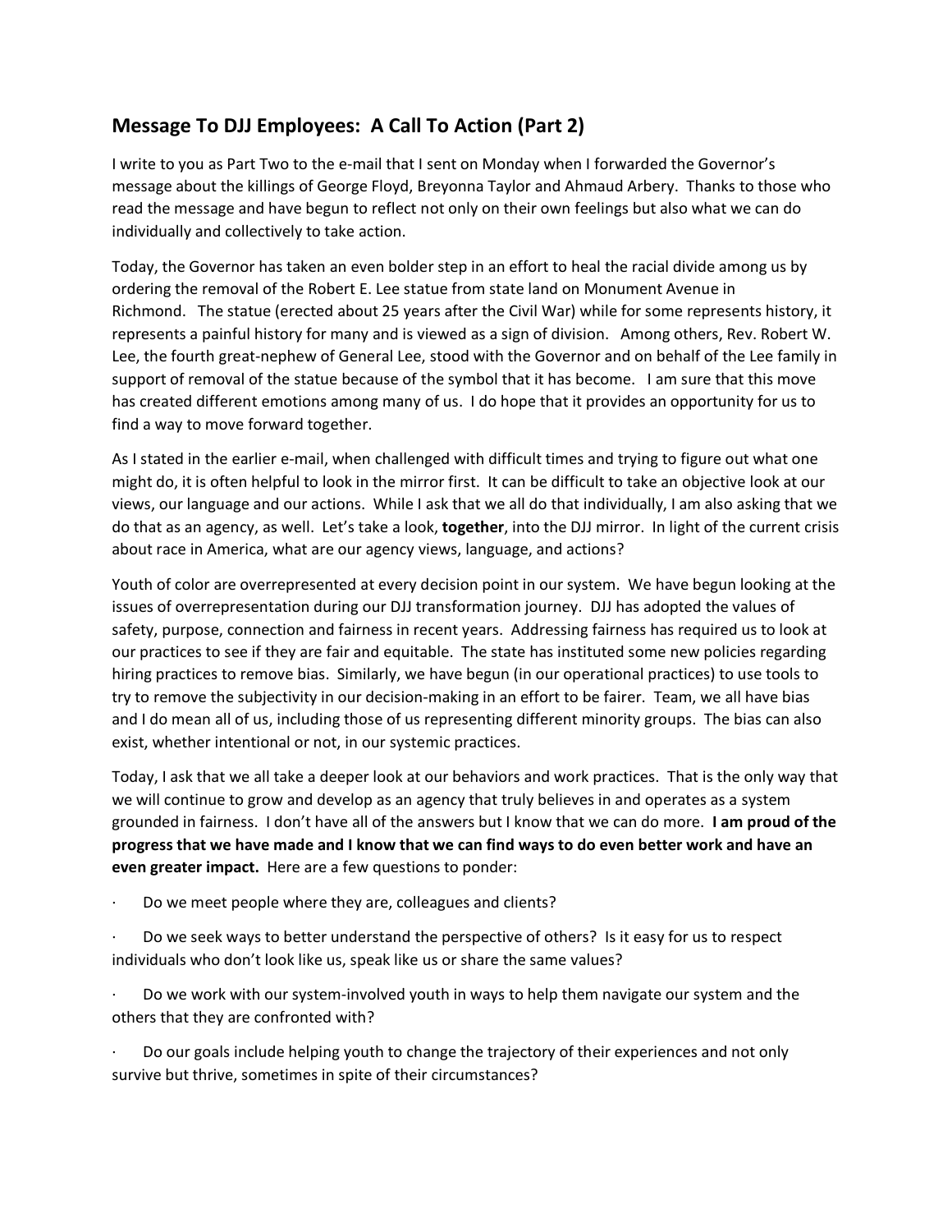## Message To DJJ Employees: A Call To Action (Part 2)

I write to you as Part Two to the e-mail that I sent on Monday when I forwarded the Governor's message about the killings of George Floyd, Breyonna Taylor and Ahmaud Arbery. Thanks to those who read the message and have begun to reflect not only on their own feelings but also what we can do individually and collectively to take action.

Today, the Governor has taken an even bolder step in an effort to heal the racial divide among us by ordering the removal of the Robert E. Lee statue from state land on Monument Avenue in Richmond. The statue (erected about 25 years after the Civil War) while for some represents history, it represents a painful history for many and is viewed as a sign of division. Among others, Rev. Robert W. Lee, the fourth great-nephew of General Lee, stood with the Governor and on behalf of the Lee family in support of removal of the statue because of the symbol that it has become. I am sure that this move has created different emotions among many of us. I do hope that it provides an opportunity for us to find a way to move forward together.

As I stated in the earlier e-mail, when challenged with difficult times and trying to figure out what one might do, it is often helpful to look in the mirror first. It can be difficult to take an objective look at our views, our language and our actions. While I ask that we all do that individually, I am also asking that we do that as an agency, as well. Let's take a look, **together**, into the DJJ mirror. In light of the current crisis about race in America, what are our agency views, language, and actions?

Youth of color are overrepresented at every decision point in our system. We have begun looking at the issues of overrepresentation during our DJJ transformation journey. DJJ has adopted the values of safety, purpose, connection and fairness in recent years. Addressing fairness has required us to look at our practices to see if they are fair and equitable. The state has instituted some new policies regarding hiring practices to remove bias. Similarly, we have begun (in our operational practices) to use tools to try to remove the subjectivity in our decision-making in an effort to be fairer. Team, we all have bias and I do mean all of us, including those of us representing different minority groups. The bias can also exist, whether intentional or not, in our systemic practices.

Today, I ask that we all take a deeper look at our behaviors and work practices. That is the only way that we will continue to grow and develop as an agency that truly believes in and operates as a system grounded in fairness. I don't have all of the answers but I know that we can do more. **I am proud of the progress that we have made and I know that we can find ways to do even better work and have an even greater impact.** Here are a few questions to ponder:

- Do we meet people where they are, colleagues and clients?
- Do we seek ways to better understand the perspective of others? Is it easy for us to respect individuals who don't look like us, speak like us or share the same values?
- Do we work with our system-involved youth in ways to help them navigate our system and the others that they are confronted with?
- Do our goals include helping youth to change the trajectory of their experiences and not only survive but thrive, sometimes in spite of their circumstances?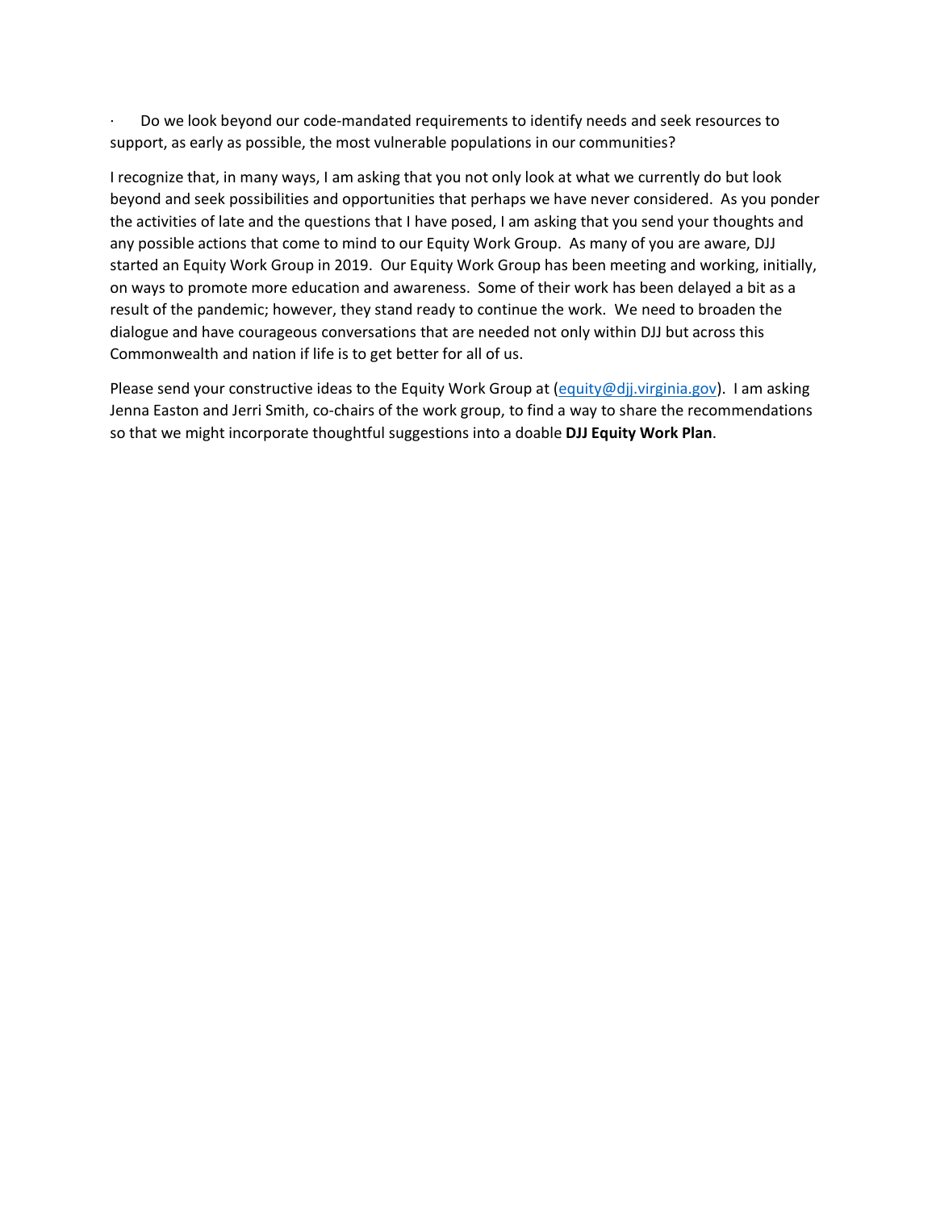- Do we look beyond our code-mandated requirements to identify needs and seek resources to support, as early as possible, the most vulnerable populations in our communities?

I recognize that, in many ways, I am asking that you not only look at what we currently do but look beyond and seek possibilities and opportunities that perhaps we have never considered. As you ponder the activities of late and the questions that I have posed, I am asking that you send your thoughts and any possible actions that come to mind to our Equity Work Group. As many of you are aware, DJJ started an Equity Work Group in 2019. Our Equity Work Group has been meeting and working, initially, on ways to promote more education and awareness. Some of their work has been delayed a bit as a result of the pandemic; however, they stand ready to continue the work. We need to broaden the dialogue and have courageous conversations that are needed not only within DJJ but across this Commonwealth and nation if life is to get better for all of us.

Please send your constructive ideas to the Equity Work Group at (equity@djj.virginia.gov). I am asking Jenna Easton and Jerri Smith, co-chairs of the work group, to find a way to share the recommendations so that we might incorporate thoughtful suggestions into a doable **DJJ Equity Work Plan**.